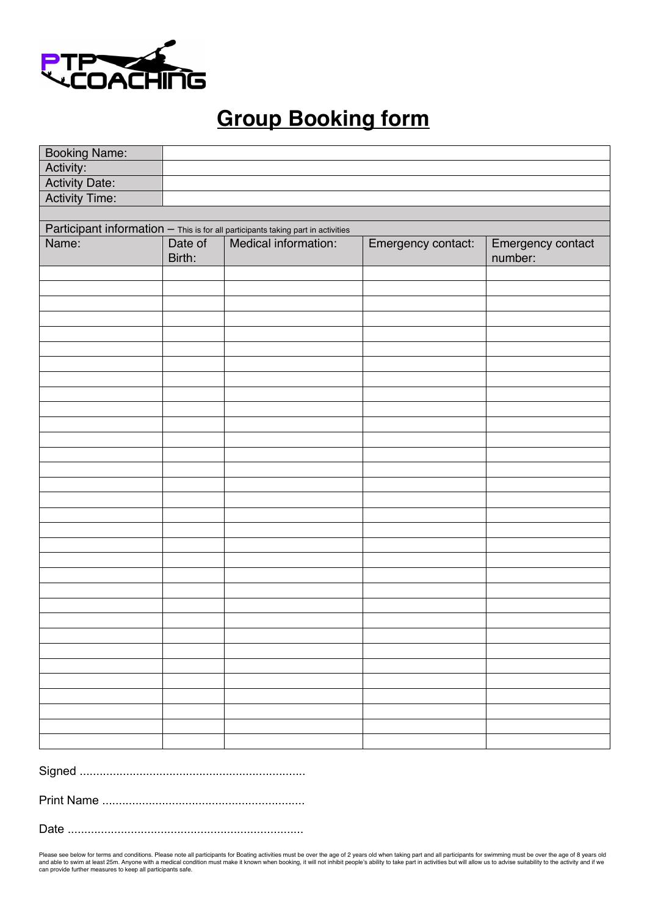PTP COACHING

# Group Booking form

| Booking Name: | |
|---|---|
| Activity: | |
| Activity Date: | |
| Activity Time: | |

Participant information – This is for all participants taking part in activities

| Name: | Date of Birth: | Medical information: | Emergency contact: | Emergency contact number: |
|---|---|---|---|---|
| | | | | |
| | | | | |
| | | | | |
| | | | | |
| | | | | |
| | | | | |
| | | | | |
| | | | | |
| | | | | |
| | | | | |
| | | | | |
| | | | | |
| | | | | |
| | | | | |
| | | | | |
| | | | | |
| | | | | |
| | | | | |
| | | | | |
| | | | | |
| | | | | |
| | | | | |
| | | | | |
| | | | | |
| | | | | |
| | | | | |
| | | | | |
| | | | | |
| | | | | |
| | | | | |
| | | | | |
| | | | | |

Signed ...................................................................

Print Name ............................................................

Date ......................................................................

Please see below for terms and conditions. Please note all participants for Boating activities must be over the age of 2 years old when taking part and all participants for swimming must be over the age of 8 years old and able to swim at least 25m. Anyone with a medical condition must make it known when booking, it will not inhibit people's ability to take part in activities but will allow us to advise suitability to the activity and if we can provide further measures to keep all participants safe.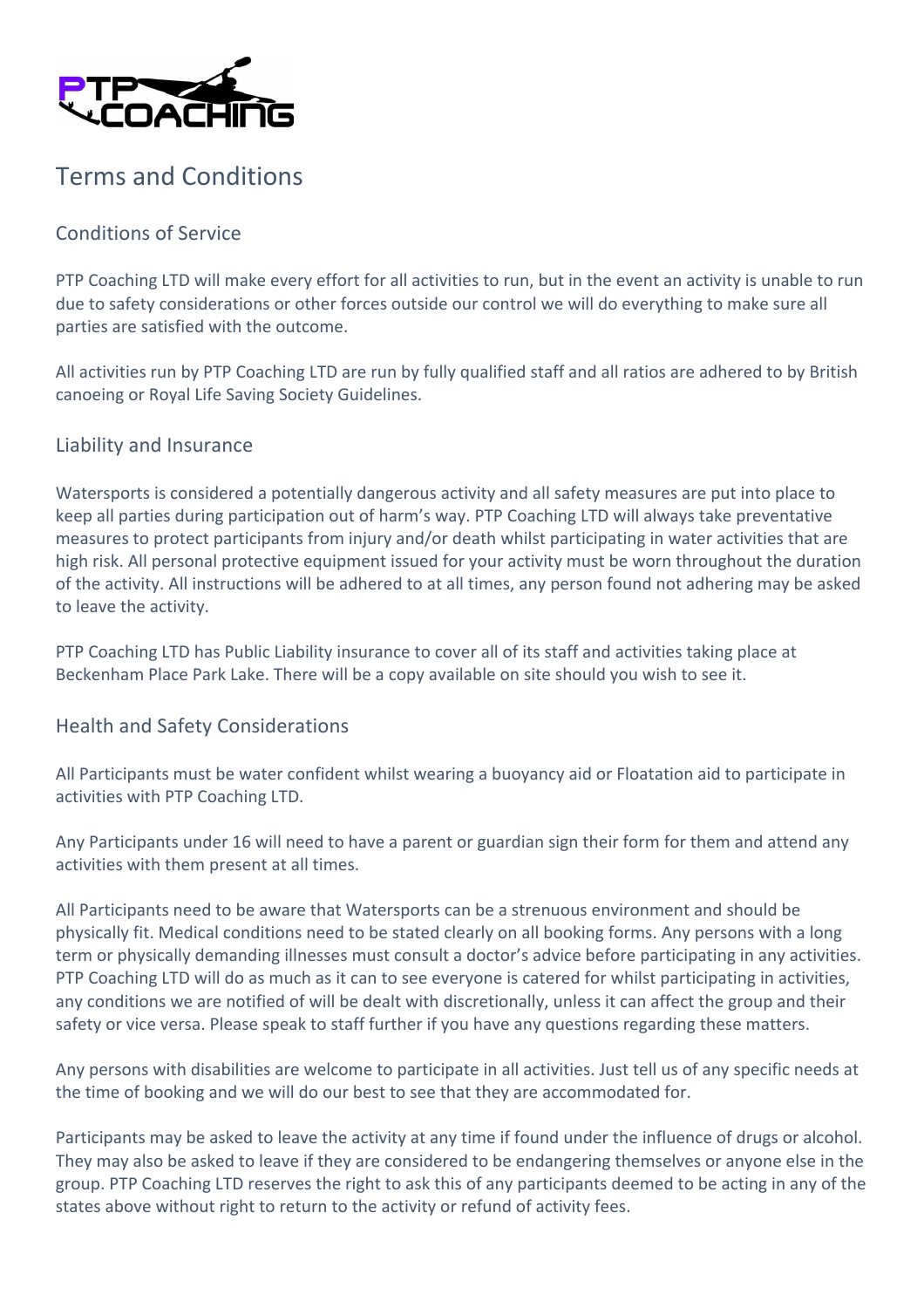# Terms and Conditions

## Conditions of Service

PTP Coaching LTD will make every effort for all activities to run, but in the event an activity is unable to run due to safety considerations or other forces outside our control we will do everything to make sure all parties are satisfied with the outcome.

All activities run by PTP Coaching LTD are run by fully qualified staff and all ratios are adhered to by British canoeing or Royal Life Saving Society Guidelines.

## Liability and Insurance

Watersports is considered a potentially dangerous activity and all safety measures are put into place to keep all parties during participation out of harm's way. PTP Coaching LTD will always take preventative measures to protect participants from injury and/or death whilst participating in water activities that are high risk. All personal protective equipment issued for your activity must be worn throughout the duration of the activity. All instructions will be adhered to at all times, any person found not adhering may be asked to leave the activity.

PTP Coaching LTD has Public Liability insurance to cover all of its staff and activities taking place at Beckenham Place Park Lake. There will be a copy available on site should you wish to see it.

## Health and Safety Considerations

All Participants must be water confident whilst wearing a buoyancy aid or Floatation aid to participate in activities with PTP Coaching LTD.

Any Participants under 16 will need to have a parent or guardian sign their form for them and attend any activities with them present at all times.

All Participants need to be aware that Watersports can be a strenuous environment and should be physically fit. Medical conditions need to be stated clearly on all booking forms. Any persons with a long term or physically demanding illnesses must consult a doctor's advice before participating in any activities. PTP Coaching LTD will do as much as it can to see everyone is catered for whilst participating in activities, any conditions we are notified of will be dealt with discretionally, unless it can affect the group and their safety or vice versa. Please speak to staff further if you have any questions regarding these matters.

Any persons with disabilities are welcome to participate in all activities. Just tell us of any specific needs at the time of booking and we will do our best to see that they are accommodated for.

Participants may be asked to leave the activity at any time if found under the influence of drugs or alcohol. They may also be asked to leave if they are considered to be endangering themselves or anyone else in the group. PTP Coaching LTD reserves the right to ask this of any participants deemed to be acting in any of the states above without right to return to the activity or refund of activity fees.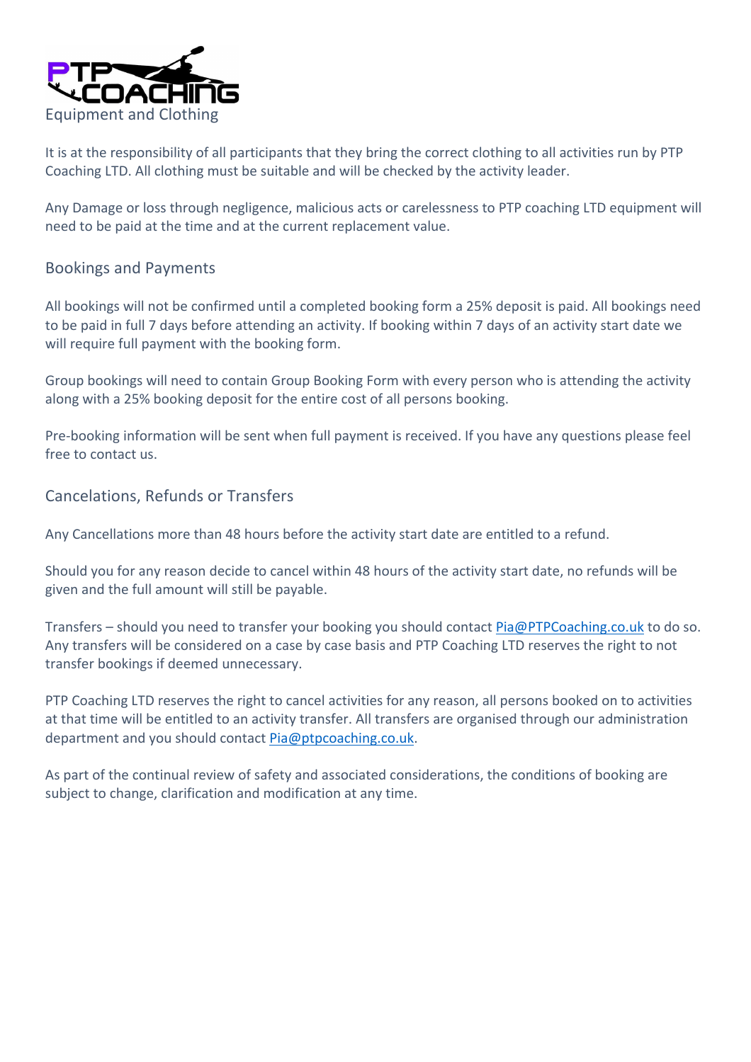## Equipment and Clothing

It is at the responsibility of all participants that they bring the correct clothing to all activities run by PTP Coaching LTD. All clothing must be suitable and will be checked by the activity leader.

Any Damage or loss through negligence, malicious acts or carelessness to PTP coaching LTD equipment will need to be paid at the time and at the current replacement value.

## Bookings and Payments

All bookings will not be confirmed until a completed booking form a 25% deposit is paid. All bookings need to be paid in full 7 days before attending an activity. If booking within 7 days of an activity start date we will require full payment with the booking form.

Group bookings will need to contain Group Booking Form with every person who is attending the activity along with a 25% booking deposit for the entire cost of all persons booking.

Pre-booking information will be sent when full payment is received. If you have any questions please feel free to contact us.

## Cancelations, Refunds or Transfers

Any Cancellations more than 48 hours before the activity start date are entitled to a refund.

Should you for any reason decide to cancel within 48 hours of the activity start date, no refunds will be given and the full amount will still be payable.

Transfers – should you need to transfer your booking you should contact Pia@PTPCoaching.co.uk to do so. Any transfers will be considered on a case by case basis and PTP Coaching LTD reserves the right to not transfer bookings if deemed unnecessary.

PTP Coaching LTD reserves the right to cancel activities for any reason, all persons booked on to activities at that time will be entitled to an activity transfer. All transfers are organised through our administration department and you should contact Pia@ptpcoaching.co.uk.

As part of the continual review of safety and associated considerations, the conditions of booking are subject to change, clarification and modification at any time.